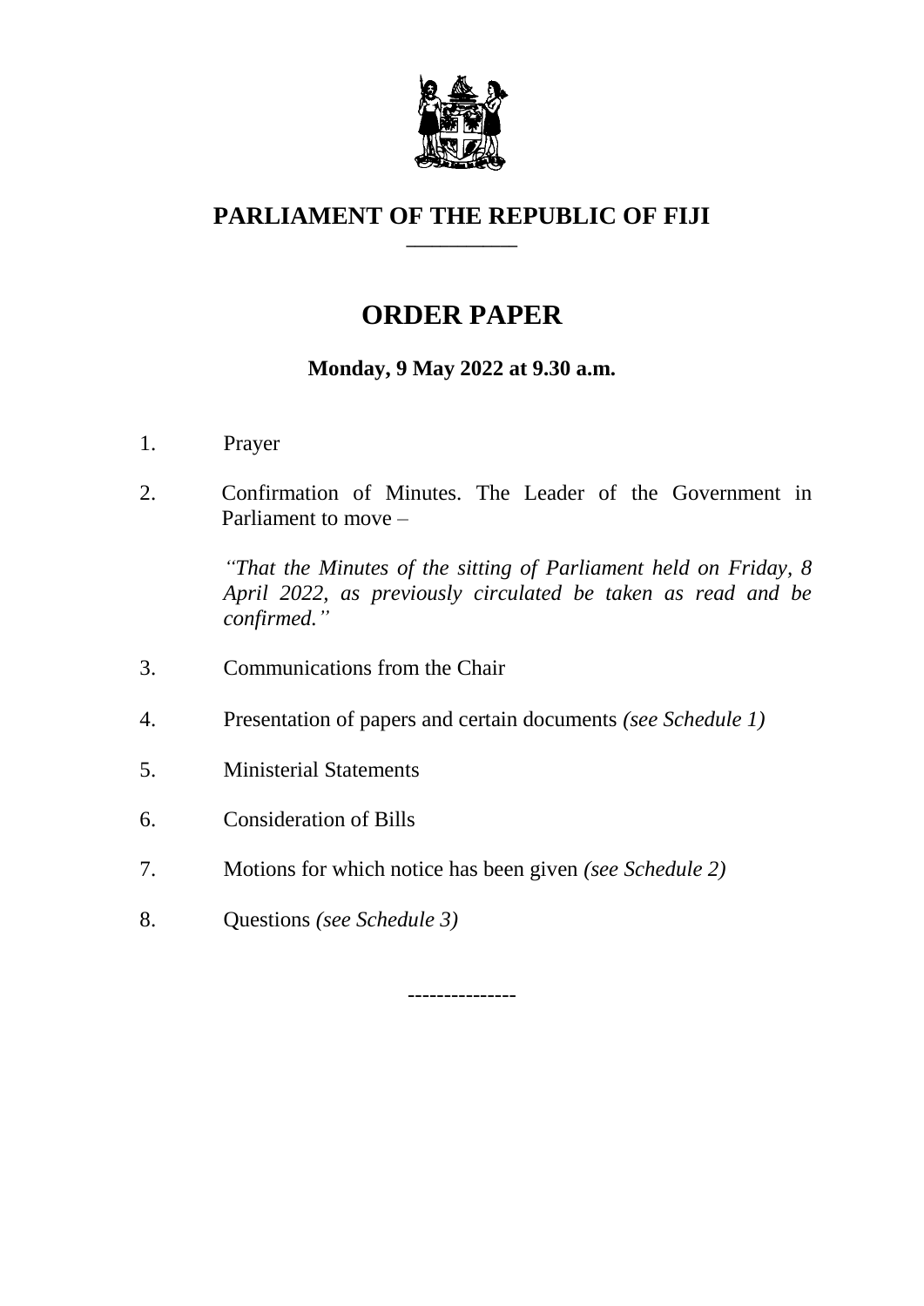# PARLIAMENT OF THE REPUBLIC OF FIJI

## ORDER PAPER

**Monday, 9 May 2022 at 9.30 a.m.**

1. Prayer

2. Confirmation of Minutes. The Leader of the Government in Parliament to move –

   *"That the Minutes of the sitting of Parliament held on Friday, 8 April 2022, as previously circulated be taken as read and be confirmed."*

3. Communications from the Chair

4. Presentation of papers and certain documents *(see Schedule 1)*

5. Ministerial Statements

6. Consideration of Bills

7. Motions for which notice has been given *(see Schedule 2)*

8. Questions *(see Schedule 3)*

---------------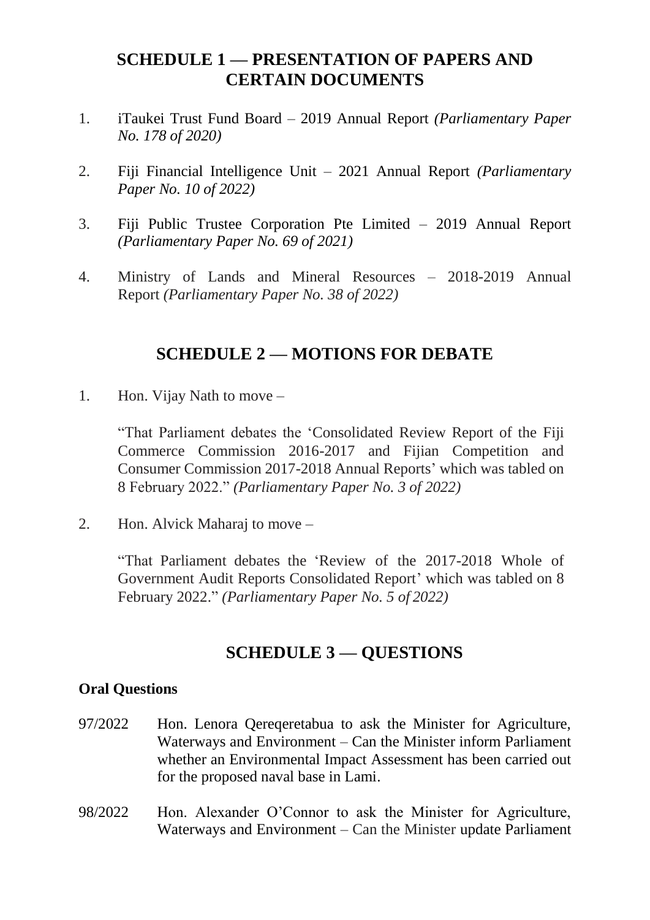## SCHEDULE 1 — PRESENTATION OF PAPERS AND CERTAIN DOCUMENTS

1. iTaukei Trust Fund Board – 2019 Annual Report *(Parliamentary Paper No. 178 of 2020)*

2. Fiji Financial Intelligence Unit – 2021 Annual Report *(Parliamentary Paper No. 10 of 2022)*

3. Fiji Public Trustee Corporation Pte Limited – 2019 Annual Report *(Parliamentary Paper No. 69 of 2021)*

4. Ministry of Lands and Mineral Resources – 2018-2019 Annual Report *(Parliamentary Paper No. 38 of 2022)*

## SCHEDULE 2 — MOTIONS FOR DEBATE

1. Hon. Vijay Nath to move –

   "That Parliament debates the 'Consolidated Review Report of the Fiji Commerce Commission 2016-2017 and Fijian Competition and Consumer Commission 2017-2018 Annual Reports' which was tabled on 8 February 2022." *(Parliamentary Paper No. 3 of 2022)*

2. Hon. Alvick Maharaj to move –

   "That Parliament debates the 'Review of the 2017-2018 Whole of Government Audit Reports Consolidated Report' which was tabled on 8 February 2022." *(Parliamentary Paper No. 5 of 2022)*

## SCHEDULE 3 — QUESTIONS

**Oral Questions**

97/2022 Hon. Lenora Qereqeretabua to ask the Minister for Agriculture, Waterways and Environment – Can the Minister inform Parliament whether an Environmental Impact Assessment has been carried out for the proposed naval base in Lami.

98/2022 Hon. Alexander O'Connor to ask the Minister for Agriculture, Waterways and Environment – Can the Minister update Parliament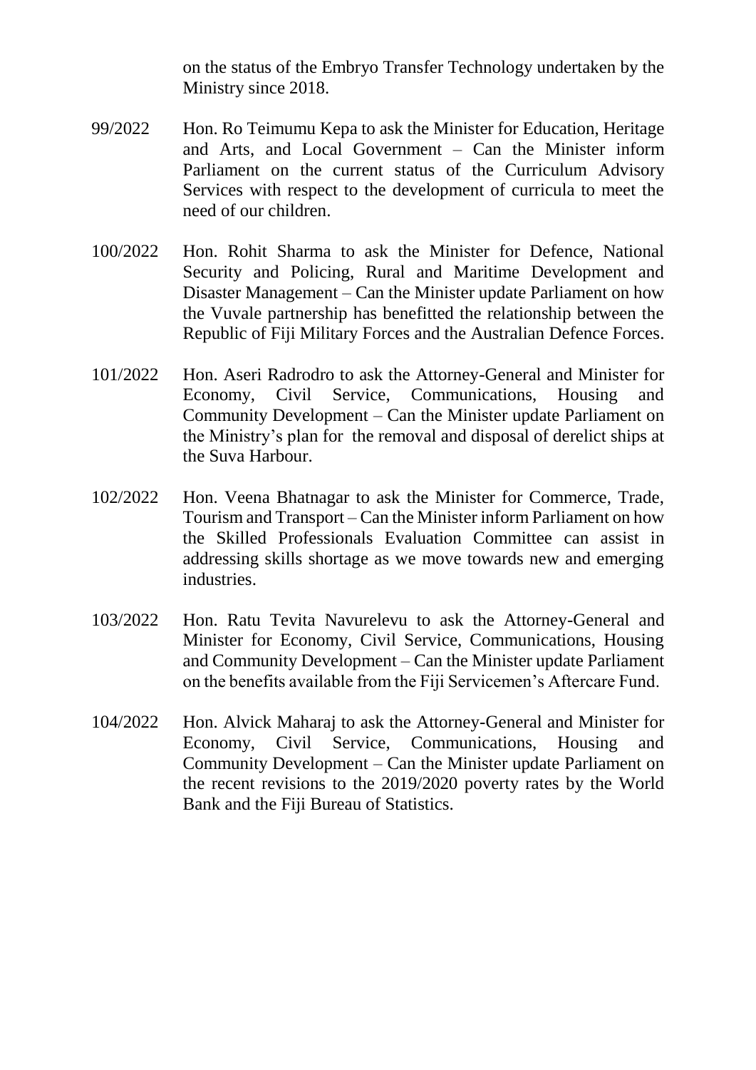on the status of the Embryo Transfer Technology undertaken by the Ministry since 2018.

99/2022 Hon. Ro Teimumu Kepa to ask the Minister for Education, Heritage and Arts, and Local Government – Can the Minister inform Parliament on the current status of the Curriculum Advisory Services with respect to the development of curricula to meet the need of our children.

100/2022 Hon. Rohit Sharma to ask the Minister for Defence, National Security and Policing, Rural and Maritime Development and Disaster Management – Can the Minister update Parliament on how the Vuvale partnership has benefitted the relationship between the Republic of Fiji Military Forces and the Australian Defence Forces.

101/2022 Hon. Aseri Radrodro to ask the Attorney-General and Minister for Economy, Civil Service, Communications, Housing and Community Development – Can the Minister update Parliament on the Ministry's plan for the removal and disposal of derelict ships at the Suva Harbour.

102/2022 Hon. Veena Bhatnagar to ask the Minister for Commerce, Trade, Tourism and Transport – Can the Minister inform Parliament on how the Skilled Professionals Evaluation Committee can assist in addressing skills shortage as we move towards new and emerging industries.

103/2022 Hon. Ratu Tevita Navurelevu to ask the Attorney-General and Minister for Economy, Civil Service, Communications, Housing and Community Development – Can the Minister update Parliament on the benefits available from the Fiji Servicemen's Aftercare Fund.

104/2022 Hon. Alvick Maharaj to ask the Attorney-General and Minister for Economy, Civil Service, Communications, Housing and Community Development – Can the Minister update Parliament on the recent revisions to the 2019/2020 poverty rates by the World Bank and the Fiji Bureau of Statistics.